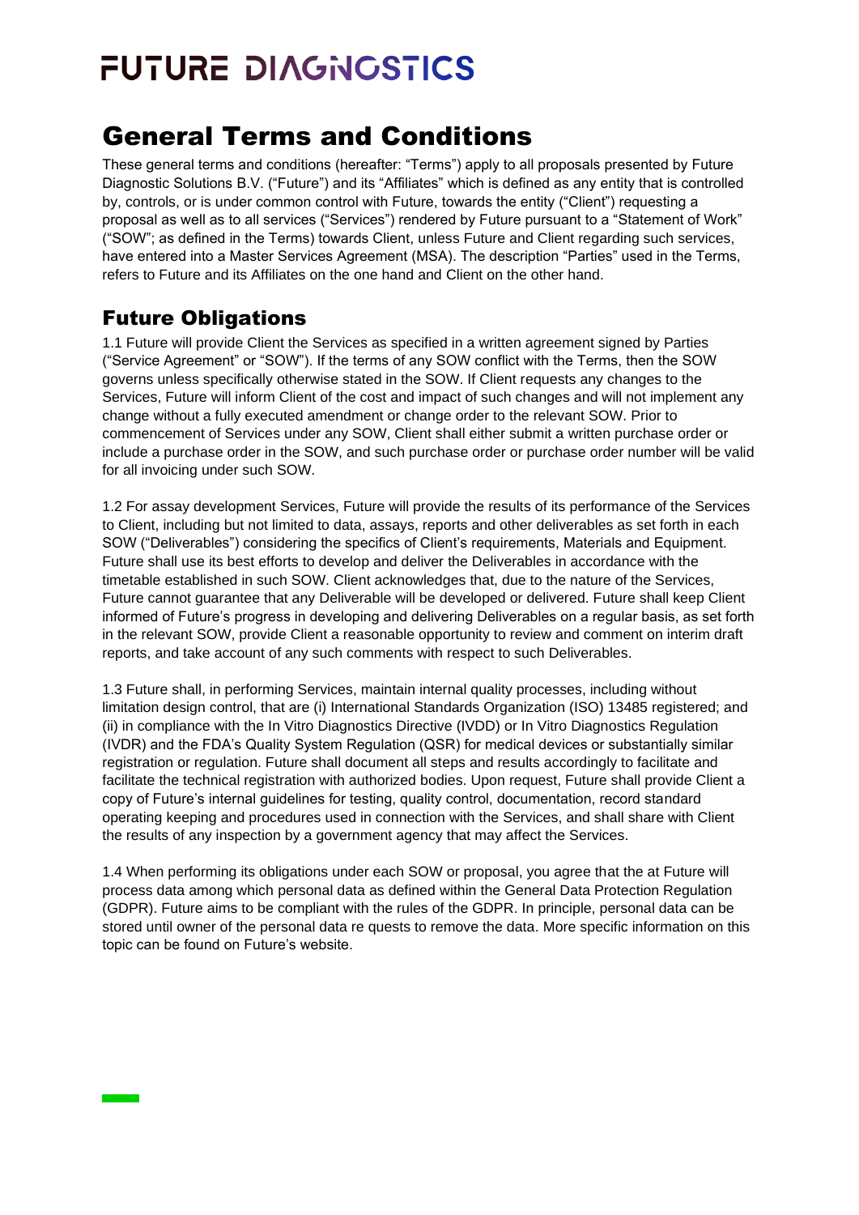# FUTURE DIAGNOSTICS

# General Terms and Conditions

These general terms and conditions (hereafter: "Terms") apply to all proposals presented by Future Diagnostic Solutions B.V. ("Future") and its "Affiliates" which is defined as any entity that is controlled by, controls, or is under common control with Future, towards the entity ("Client") requesting a proposal as well as to all services ("Services") rendered by Future pursuant to a "Statement of Work" ("SOW"; as defined in the Terms) towards Client, unless Future and Client regarding such services, have entered into a Master Services Agreement (MSA). The description "Parties" used in the Terms, refers to Future and its Affiliates on the one hand and Client on the other hand.

## Future Obligations

1.1 Future will provide Client the Services as specified in a written agreement signed by Parties ("Service Agreement" or "SOW"). If the terms of any SOW conflict with the Terms, then the SOW governs unless specifically otherwise stated in the SOW. If Client requests any changes to the Services, Future will inform Client of the cost and impact of such changes and will not implement any change without a fully executed amendment or change order to the relevant SOW. Prior to commencement of Services under any SOW, Client shall either submit a written purchase order or include a purchase order in the SOW, and such purchase order or purchase order number will be valid for all invoicing under such SOW.

1.2 For assay development Services, Future will provide the results of its performance of the Services to Client, including but not limited to data, assays, reports and other deliverables as set forth in each SOW ("Deliverables") considering the specifics of Client's requirements, Materials and Equipment. Future shall use its best efforts to develop and deliver the Deliverables in accordance with the timetable established in such SOW. Client acknowledges that, due to the nature of the Services, Future cannot guarantee that any Deliverable will be developed or delivered. Future shall keep Client informed of Future's progress in developing and delivering Deliverables on a regular basis, as set forth in the relevant SOW, provide Client a reasonable opportunity to review and comment on interim draft reports, and take account of any such comments with respect to such Deliverables.

1.3 Future shall, in performing Services, maintain internal quality processes, including without limitation design control, that are (i) International Standards Organization (ISO) 13485 registered; and (ii) in compliance with the In Vitro Diagnostics Directive (IVDD) or In Vitro Diagnostics Regulation (IVDR) and the FDA's Quality System Regulation (QSR) for medical devices or substantially similar registration or regulation. Future shall document all steps and results accordingly to facilitate and facilitate the technical registration with authorized bodies. Upon request, Future shall provide Client a copy of Future's internal guidelines for testing, quality control, documentation, record standard operating keeping and procedures used in connection with the Services, and shall share with Client the results of any inspection by a government agency that may affect the Services.

1.4 When performing its obligations under each SOW or proposal, you agree that the at Future will process data among which personal data as defined within the General Data Protection Regulation (GDPR). Future aims to be compliant with the rules of the GDPR. In principle, personal data can be stored until owner of the personal data re quests to remove the data. More specific information on this topic can be found on Future's website.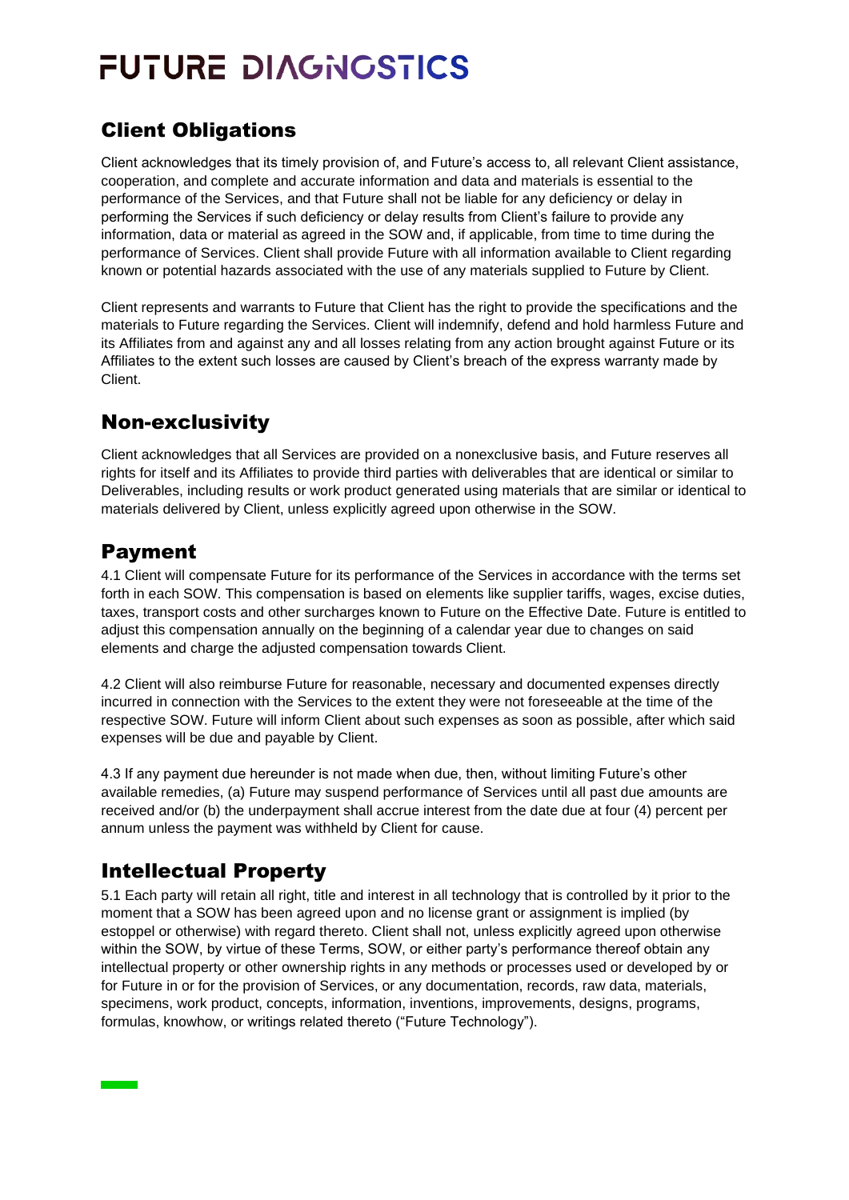## Client Obligations

Client acknowledges that its timely provision of, and Future's access to, all relevant Client assistance, cooperation, and complete and accurate information and data and materials is essential to the performance of the Services, and that Future shall not be liable for any deficiency or delay in performing the Services if such deficiency or delay results from Client's failure to provide any information, data or material as agreed in the SOW and, if applicable, from time to time during the performance of Services. Client shall provide Future with all information available to Client regarding known or potential hazards associated with the use of any materials supplied to Future by Client.

Client represents and warrants to Future that Client has the right to provide the specifications and the materials to Future regarding the Services. Client will indemnify, defend and hold harmless Future and its Affiliates from and against any and all losses relating from any action brought against Future or its Affiliates to the extent such losses are caused by Client's breach of the express warranty made by Client.

## Non-exclusivity

Client acknowledges that all Services are provided on a nonexclusive basis, and Future reserves all rights for itself and its Affiliates to provide third parties with deliverables that are identical or similar to Deliverables, including results or work product generated using materials that are similar or identical to materials delivered by Client, unless explicitly agreed upon otherwise in the SOW.

## Payment

4.1 Client will compensate Future for its performance of the Services in accordance with the terms set forth in each SOW. This compensation is based on elements like supplier tariffs, wages, excise duties, taxes, transport costs and other surcharges known to Future on the Effective Date. Future is entitled to adjust this compensation annually on the beginning of a calendar year due to changes on said elements and charge the adjusted compensation towards Client.

4.2 Client will also reimburse Future for reasonable, necessary and documented expenses directly incurred in connection with the Services to the extent they were not foreseeable at the time of the respective SOW. Future will inform Client about such expenses as soon as possible, after which said expenses will be due and payable by Client.

4.3 If any payment due hereunder is not made when due, then, without limiting Future's other available remedies, (a) Future may suspend performance of Services until all past due amounts are received and/or (b) the underpayment shall accrue interest from the date due at four (4) percent per annum unless the payment was withheld by Client for cause.

## Intellectual Property

5.1 Each party will retain all right, title and interest in all technology that is controlled by it prior to the moment that a SOW has been agreed upon and no license grant or assignment is implied (by estoppel or otherwise) with regard thereto. Client shall not, unless explicitly agreed upon otherwise within the SOW, by virtue of these Terms, SOW, or either party's performance thereof obtain any intellectual property or other ownership rights in any methods or processes used or developed by or for Future in or for the provision of Services, or any documentation, records, raw data, materials, specimens, work product, concepts, information, inventions, improvements, designs, programs, formulas, knowhow, or writings related thereto ("Future Technology").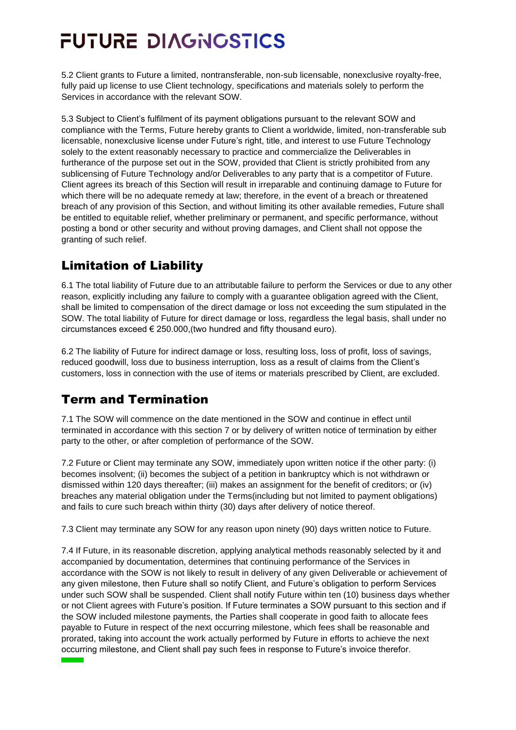5.2 Client grants to Future a limited, nontransferable, non-sub licensable, nonexclusive royalty-free, fully paid up license to use Client technology, specifications and materials solely to perform the Services in accordance with the relevant SOW.

5.3 Subject to Client's fulfilment of its payment obligations pursuant to the relevant SOW and compliance with the Terms, Future hereby grants to Client a worldwide, limited, non-transferable sub licensable, nonexclusive license under Future's right, title, and interest to use Future Technology solely to the extent reasonably necessary to practice and commercialize the Deliverables in furtherance of the purpose set out in the SOW, provided that Client is strictly prohibited from any sublicensing of Future Technology and/or Deliverables to any party that is a competitor of Future. Client agrees its breach of this Section will result in irreparable and continuing damage to Future for which there will be no adequate remedy at law; therefore, in the event of a breach or threatened breach of any provision of this Section, and without limiting its other available remedies, Future shall be entitled to equitable relief, whether preliminary or permanent, and specific performance, without posting a bond or other security and without proving damages, and Client shall not oppose the granting of such relief.

## Limitation of Liability

6.1 The total liability of Future due to an attributable failure to perform the Services or due to any other reason, explicitly including any failure to comply with a guarantee obligation agreed with the Client, shall be limited to compensation of the direct damage or loss not exceeding the sum stipulated in the SOW. The total liability of Future for direct damage or loss, regardless the legal basis, shall under no circumstances exceed € 250.000,(two hundred and fifty thousand euro).

6.2 The liability of Future for indirect damage or loss, resulting loss, loss of profit, loss of savings, reduced goodwill, loss due to business interruption, loss as a result of claims from the Client's customers, loss in connection with the use of items or materials prescribed by Client, are excluded.

## Term and Termination

7.1 The SOW will commence on the date mentioned in the SOW and continue in effect until terminated in accordance with this section 7 or by delivery of written notice of termination by either party to the other, or after completion of performance of the SOW.

7.2 Future or Client may terminate any SOW, immediately upon written notice if the other party: (i) becomes insolvent; (ii) becomes the subject of a petition in bankruptcy which is not withdrawn or dismissed within 120 days thereafter; (iii) makes an assignment for the benefit of creditors; or (iv) breaches any material obligation under the Terms(including but not limited to payment obligations) and fails to cure such breach within thirty (30) days after delivery of notice thereof.

7.3 Client may terminate any SOW for any reason upon ninety (90) days written notice to Future.

7.4 If Future, in its reasonable discretion, applying analytical methods reasonably selected by it and accompanied by documentation, determines that continuing performance of the Services in accordance with the SOW is not likely to result in delivery of any given Deliverable or achievement of any given milestone, then Future shall so notify Client, and Future's obligation to perform Services under such SOW shall be suspended. Client shall notify Future within ten (10) business days whether or not Client agrees with Future's position. If Future terminates a SOW pursuant to this section and if the SOW included milestone payments, the Parties shall cooperate in good faith to allocate fees payable to Future in respect of the next occurring milestone, which fees shall be reasonable and prorated, taking into account the work actually performed by Future in efforts to achieve the next occurring milestone, and Client shall pay such fees in response to Future's invoice therefor.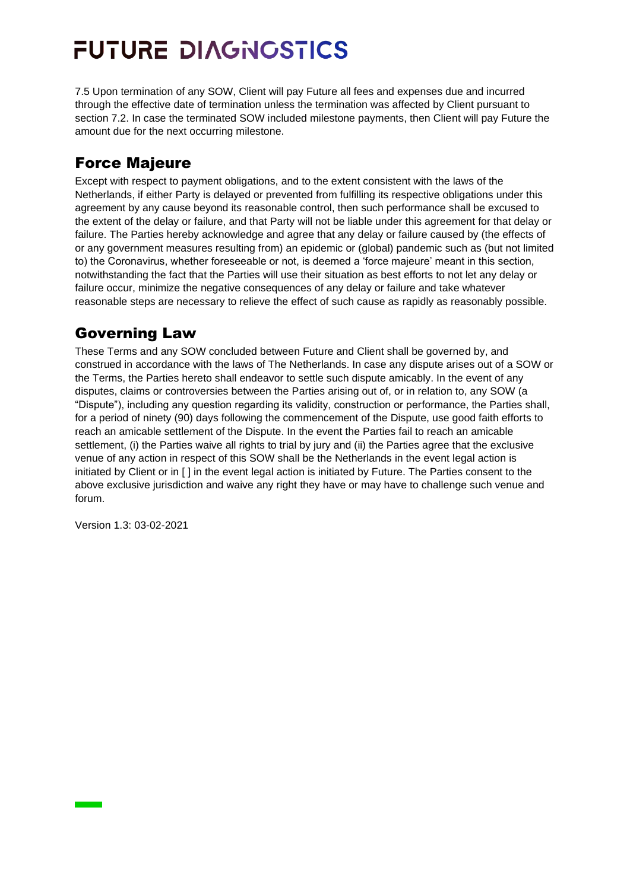7.5 Upon termination of any SOW, Client will pay Future all fees and expenses due and incurred through the effective date of termination unless the termination was affected by Client pursuant to section 7.2. In case the terminated SOW included milestone payments, then Client will pay Future the amount due for the next occurring milestone.

## Force Majeure

Except with respect to payment obligations, and to the extent consistent with the laws of the Netherlands, if either Party is delayed or prevented from fulfilling its respective obligations under this agreement by any cause beyond its reasonable control, then such performance shall be excused to the extent of the delay or failure, and that Party will not be liable under this agreement for that delay or failure. The Parties hereby acknowledge and agree that any delay or failure caused by (the effects of or any government measures resulting from) an epidemic or (global) pandemic such as (but not limited to) the Coronavirus, whether foreseeable or not, is deemed a 'force majeure' meant in this section, notwithstanding the fact that the Parties will use their situation as best efforts to not let any delay or failure occur, minimize the negative consequences of any delay or failure and take whatever reasonable steps are necessary to relieve the effect of such cause as rapidly as reasonably possible.

## Governing Law

These Terms and any SOW concluded between Future and Client shall be governed by, and construed in accordance with the laws of The Netherlands. In case any dispute arises out of a SOW or the Terms, the Parties hereto shall endeavor to settle such dispute amicably. In the event of any disputes, claims or controversies between the Parties arising out of, or in relation to, any SOW (a "Dispute"), including any question regarding its validity, construction or performance, the Parties shall, for a period of ninety (90) days following the commencement of the Dispute, use good faith efforts to reach an amicable settlement of the Dispute. In the event the Parties fail to reach an amicable settlement, (i) the Parties waive all rights to trial by jury and (ii) the Parties agree that the exclusive venue of any action in respect of this SOW shall be the Netherlands in the event legal action is initiated by Client or in [ ] in the event legal action is initiated by Future. The Parties consent to the above exclusive jurisdiction and waive any right they have or may have to challenge such venue and forum.

Version 1.3: 03-02-2021